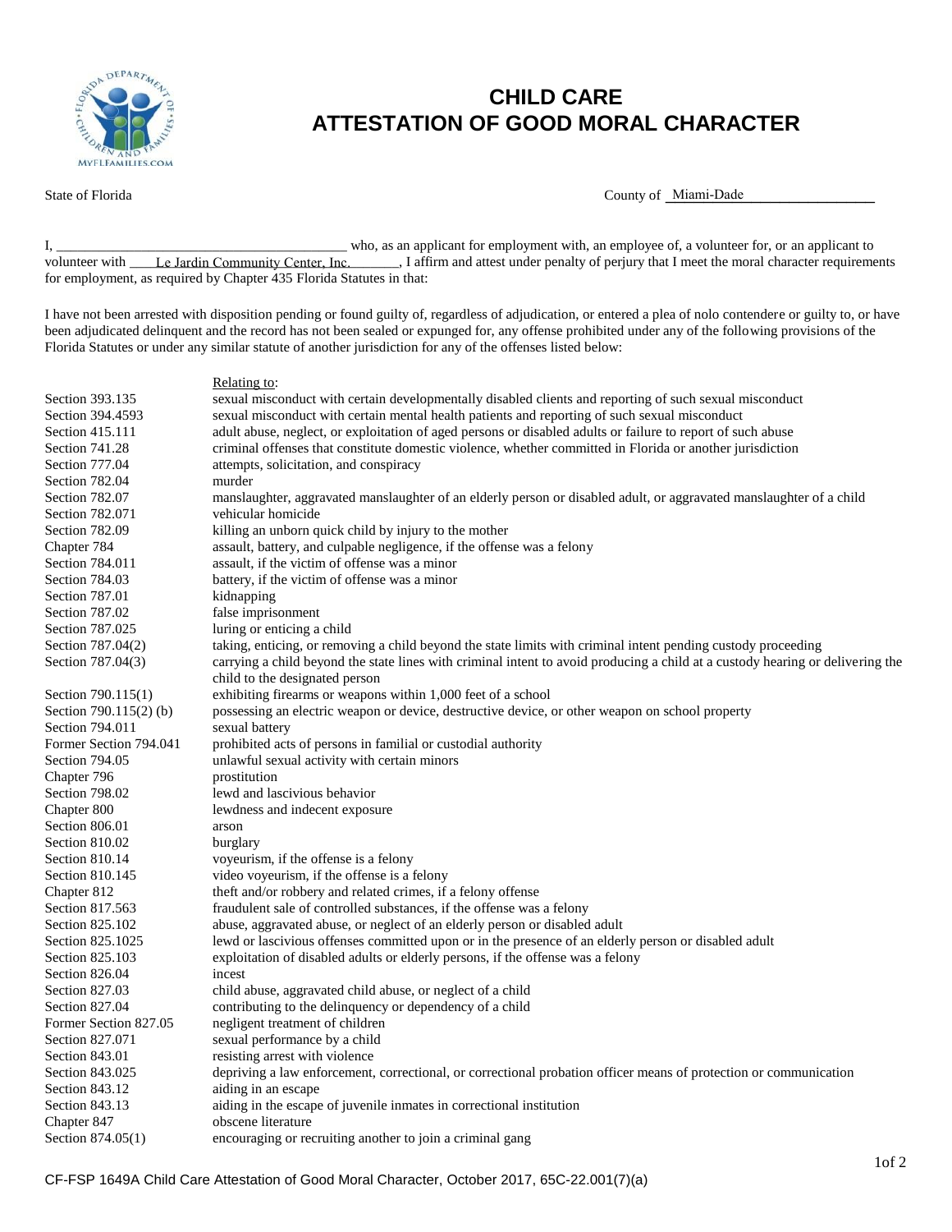# CHILD CARE
# ATTESTATION OF GOOD MORAL CHARACTER

State of Florida

County of Miami-Dade

I, ________________________________________ who, as an applicant for employment with, an employee of, a volunteer for, or an applicant to volunteer with Le Jardin Community Center, Inc., I affirm and attest under penalty of perjury that I meet the moral character requirements for employment, as required by Chapter 435 Florida Statutes in that:

I have not been arrested with disposition pending or found guilty of, regardless of adjudication, or entered a plea of nolo contendere or guilty to, or have been adjudicated delinquent and the record has not been sealed or expunged for, any offense prohibited under any of the following provisions of the Florida Statutes or under any similar statute of another jurisdiction for any of the offenses listed below:

| | Relating to: |
|---|---|
| Section 393.135 | sexual misconduct with certain developmentally disabled clients and reporting of such sexual misconduct |
| Section 394.4593 | sexual misconduct with certain mental health patients and reporting of such sexual misconduct |
| Section 415.111 | adult abuse, neglect, or exploitation of aged persons or disabled adults or failure to report of such abuse |
| Section 741.28 | criminal offenses that constitute domestic violence, whether committed in Florida or another jurisdiction |
| Section 777.04 | attempts, solicitation, and conspiracy |
| Section 782.04 | murder |
| Section 782.07 | manslaughter, aggravated manslaughter of an elderly person or disabled adult, or aggravated manslaughter of a child |
| Section 782.071 | vehicular homicide |
| Section 782.09 | killing an unborn quick child by injury to the mother |
| Chapter 784 | assault, battery, and culpable negligence, if the offense was a felony |
| Section 784.011 | assault, if the victim of offense was a minor |
| Section 784.03 | battery, if the victim of offense was a minor |
| Section 787.01 | kidnapping |
| Section 787.02 | false imprisonment |
| Section 787.025 | luring or enticing a child |
| Section 787.04(2) | taking, enticing, or removing a child beyond the state limits with criminal intent pending custody proceeding |
| Section 787.04(3) | carrying a child beyond the state lines with criminal intent to avoid producing a child at a custody hearing or delivering the child to the designated person |
| Section 790.115(1) | exhibiting firearms or weapons within 1,000 feet of a school |
| Section 790.115(2) (b) | possessing an electric weapon or device, destructive device, or other weapon on school property |
| Section 794.011 | sexual battery |
| Former Section 794.041 | prohibited acts of persons in familial or custodial authority |
| Section 794.05 | unlawful sexual activity with certain minors |
| Chapter 796 | prostitution |
| Section 798.02 | lewd and lascivious behavior |
| Chapter 800 | lewdness and indecent exposure |
| Section 806.01 | arson |
| Section 810.02 | burglary |
| Section 810.14 | voyeurism, if the offense is a felony |
| Section 810.145 | video voyeurism, if the offense is a felony |
| Chapter 812 | theft and/or robbery and related crimes, if a felony offense |
| Section 817.563 | fraudulent sale of controlled substances, if the offense was a felony |
| Section 825.102 | abuse, aggravated abuse, or neglect of an elderly person or disabled adult |
| Section 825.1025 | lewd or lascivious offenses committed upon or in the presence of an elderly person or disabled adult |
| Section 825.103 | exploitation of disabled adults or elderly persons, if the offense was a felony |
| Section 826.04 | incest |
| Section 827.03 | child abuse, aggravated child abuse, or neglect of a child |
| Section 827.04 | contributing to the delinquency or dependency of a child |
| Former Section 827.05 | negligent treatment of children |
| Section 827.071 | sexual performance by a child |
| Section 843.01 | resisting arrest with violence |
| Section 843.025 | depriving a law enforcement, correctional, or correctional probation officer means of protection or communication |
| Section 843.12 | aiding in an escape |
| Section 843.13 | aiding in the escape of juvenile inmates in correctional institution |
| Chapter 847 | obscene literature |
| Section 874.05(1) | encouraging or recruiting another to join a criminal gang |

CF-FSP 1649A Child Care Attestation of Good Moral Character, October 2017, 65C-22.001(7)(a)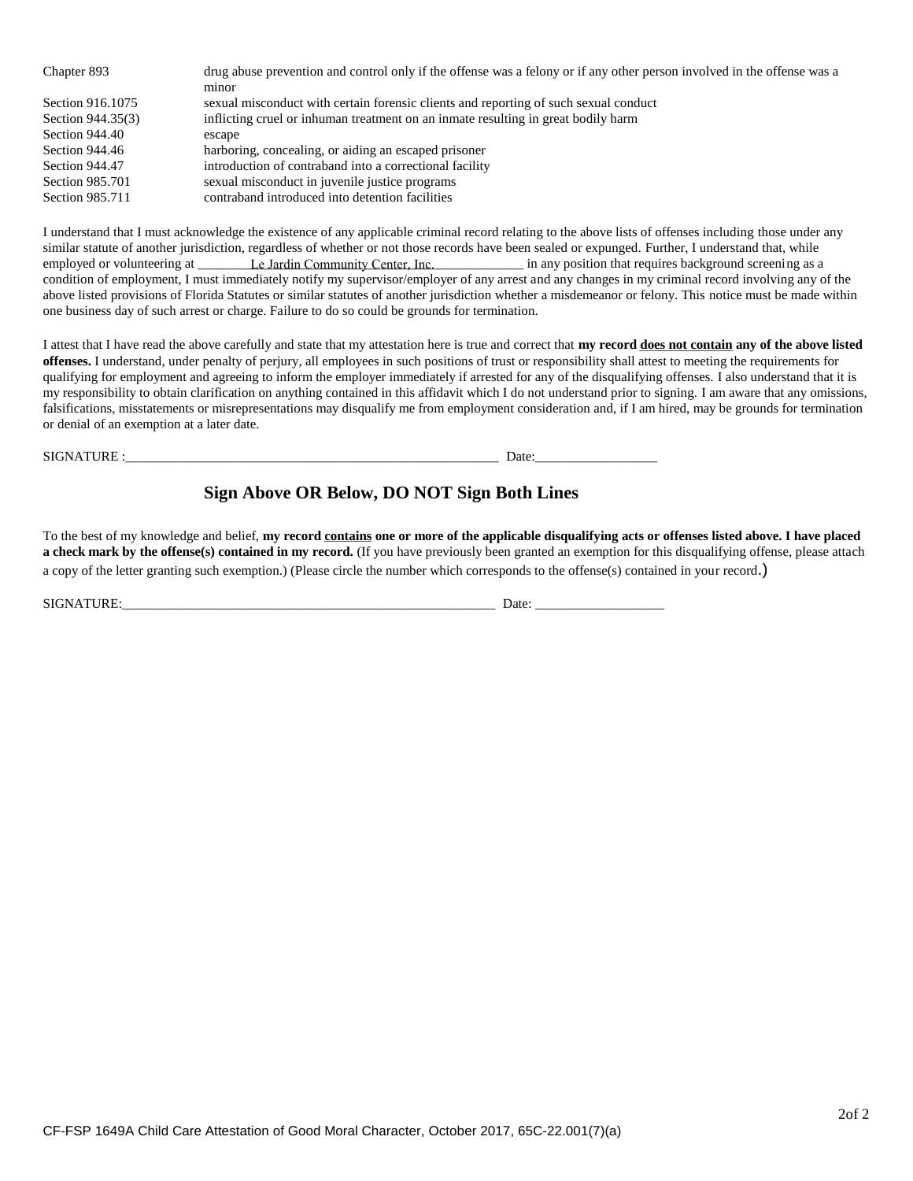| | |
|---|---|
| Chapter 893 | drug abuse prevention and control only if the offense was a felony or if any other person involved in the offense was a minor |
| Section 916.1075 | sexual misconduct with certain forensic clients and reporting of such sexual conduct |
| Section 944.35(3) | inflicting cruel or inhuman treatment on an inmate resulting in great bodily harm |
| Section 944.40 | escape |
| Section 944.46 | harboring, concealing, or aiding an escaped prisoner |
| Section 944.47 | introduction of contraband into a correctional facility |
| Section 985.701 | sexual misconduct in juvenile justice programs |
| Section 985.711 | contraband introduced into detention facilities |

I understand that I must acknowledge the existence of any applicable criminal record relating to the above lists of offenses including those under any similar statute of another jurisdiction, regardless of whether or not those records have been sealed or expunged. Further, I understand that, while employed or volunteering at ________Le Jardin Community Center, Inc.______________ in any position that requires background screening as a condition of employment, I must immediately notify my supervisor/employer of any arrest and any changes in my criminal record involving any of the above listed provisions of Florida Statutes or similar statutes of another jurisdiction whether a misdemeanor or felony. This notice must be made within one business day of such arrest or charge. Failure to do so could be grounds for termination.

I attest that I have read the above carefully and state that my attestation here is true and correct that **my record <u>does not contain</u> any of the above listed offenses.** I understand, under penalty of perjury, all employees in such positions of trust or responsibility shall attest to meeting the requirements for qualifying for employment and agreeing to inform the employer immediately if arrested for any of the disqualifying offenses. I also understand that it is my responsibility to obtain clarification on anything contained in this affidavit which I do not understand prior to signing. I am aware that any omissions, falsifications, misstatements or misrepresentations may disqualify me from employment consideration and, if I am hired, may be grounds for termination or denial of an exemption at a later date.

SIGNATURE :_________________________________________________________ Date:__________________

## Sign Above OR Below, DO NOT Sign Both Lines

To the best of my knowledge and belief, **my record <u>contains</u> one or more of the applicable disqualifying acts or offenses listed above. I have placed a check mark by the offense(s) contained in my record.** (If you have previously been granted an exemption for this disqualifying offense, please attach a copy of the letter granting such exemption.) (Please circle the number which corresponds to the offense(s) contained in your record.)

SIGNATURE:__________________________________________________________ Date: ___________________

CF-FSP 1649A Child Care Attestation of Good Moral Character, October 2017, 65C-22.001(7)(a)